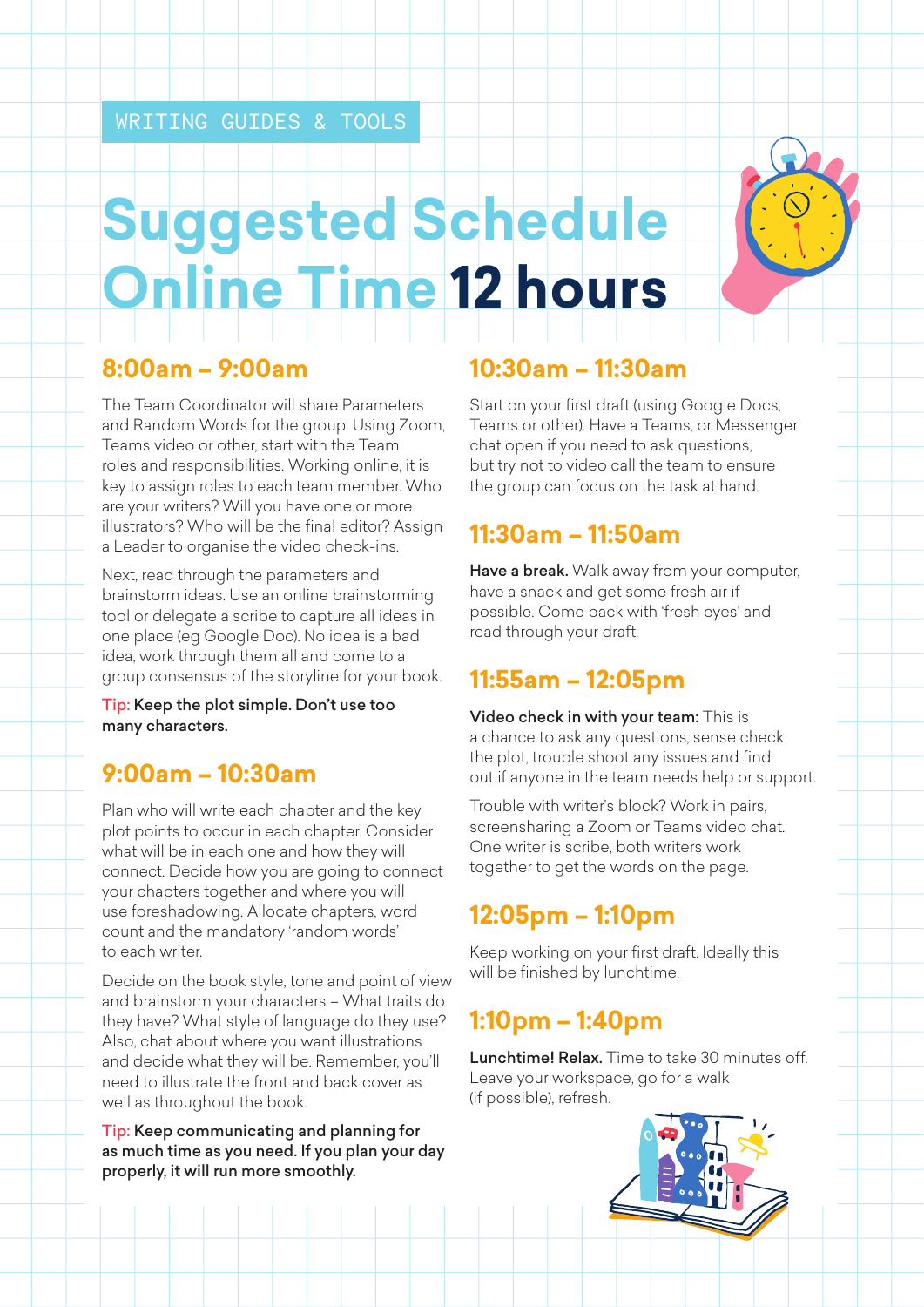WRITING GUIDES & TOOLS

# Suggested Schedule Online Time 12 hours

## 8:00am – 9:00am

The Team Coordinator will share Parameters and Random Words for the group. Using Zoom, Teams video or other, start with the Team roles and responsibilities. Working online, it is key to assign roles to each team member. Who are your writers? Will you have one or more illustrators? Who will be the final editor? Assign a Leader to organise the video check-ins.

Next, read through the parameters and brainstorm ideas. Use an online brainstorming tool or delegate a scribe to capture all ideas in one place (eg Google Doc). No idea is a bad idea, work through them all and come to a group consensus of the storyline for your book.

Tip: **Keep the plot simple. Don't use too many characters.**

## 9:00am – 10:30am

Plan who will write each chapter and the key plot points to occur in each chapter. Consider what will be in each one and how they will connect. Decide how you are going to connect your chapters together and where you will use foreshadowing. Allocate chapters, word count and the mandatory 'random words' to each writer.

Decide on the book style, tone and point of view and brainstorm your characters – What traits do they have? What style of language do they use? Also, chat about where you want illustrations and decide what they will be. Remember, you'll need to illustrate the front and back cover as well as throughout the book.

Tip: **Keep communicating and planning for as much time as you need. If you plan your day properly, it will run more smoothly.**

## 10:30am – 11:30am

Start on your first draft (using Google Docs, Teams or other). Have a Teams, or Messenger chat open if you need to ask questions, but try not to video call the team to ensure the group can focus on the task at hand.

## 11:30am – 11:50am

**Have a break.** Walk away from your computer, have a snack and get some fresh air if possible. Come back with 'fresh eyes' and read through your draft.

## 11:55am – 12:05pm

**Video check in with your team:** This is a chance to ask any questions, sense check the plot, trouble shoot any issues and find out if anyone in the team needs help or support.

Trouble with writer's block? Work in pairs, screensharing a Zoom or Teams video chat. One writer is scribe, both writers work together to get the words on the page.

## 12:05pm – 1:10pm

Keep working on your first draft. Ideally this will be finished by lunchtime.

## 1:10pm – 1:40pm

**Lunchtime! Relax.** Time to take 30 minutes off. Leave your workspace, go for a walk (if possible), refresh.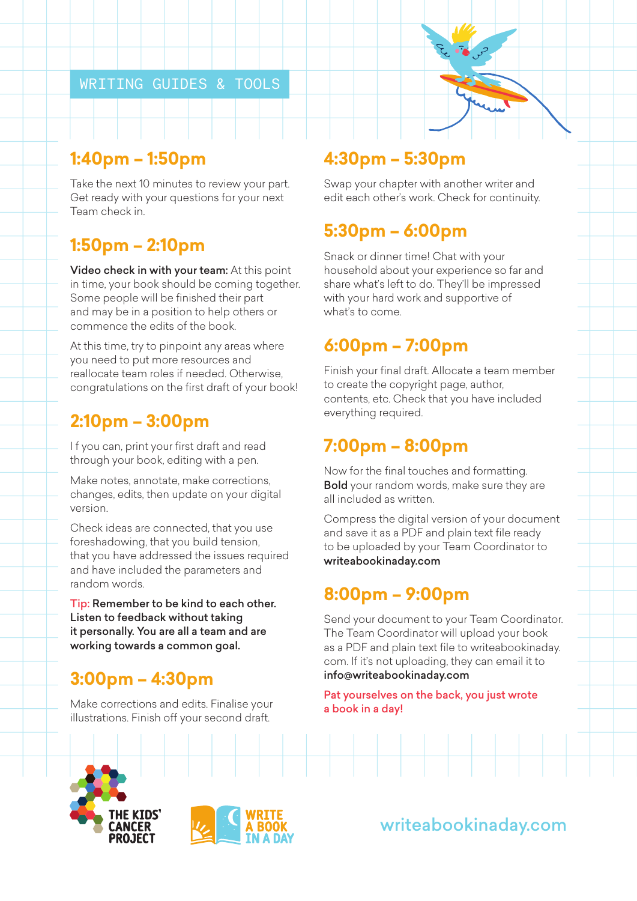WRITING GUIDES & TOOLS

## 1:40pm – 1:50pm

Take the next 10 minutes to review your part. Get ready with your questions for your next Team check in.

## 1:50pm – 2:10pm

**Video check in with your team:** At this point in time, your book should be coming together. Some people will be finished their part and may be in a position to help others or commence the edits of the book.

At this time, try to pinpoint any areas where you need to put more resources and reallocate team roles if needed. Otherwise, congratulations on the first draft of your book!

## 2:10pm – 3:00pm

I f you can, print your first draft and read through your book, editing with a pen.

Make notes, annotate, make corrections, changes, edits, then update on your digital version.

Check ideas are connected, that you use foreshadowing, that you build tension, that you have addressed the issues required and have included the parameters and random words.

Tip: **Remember to be kind to each other. Listen to feedback without taking it personally. You are all a team and are working towards a common goal.**

## 3:00pm – 4:30pm

Make corrections and edits. Finalise your illustrations. Finish off your second draft.

## 4:30pm – 5:30pm

Swap your chapter with another writer and edit each other's work. Check for continuity.

## 5:30pm – 6:00pm

Snack or dinner time! Chat with your household about your experience so far and share what's left to do. They'll be impressed with your hard work and supportive of what's to come.

## 6:00pm – 7:00pm

Finish your final draft. Allocate a team member to create the copyright page, author, contents, etc. Check that you have included everything required.

## 7:00pm – 8:00pm

Now for the final touches and formatting. **Bold** your random words, make sure they are all included as written.

Compress the digital version of your document and save it as a PDF and plain text file ready to be uploaded by your Team Coordinator to **writeabookinaday.com**

## 8:00pm – 9:00pm

Send your document to your Team Coordinator. The Team Coordinator will upload your book as a PDF and plain text file to writeabookinaday.com. If it's not uploading, they can email it to **info@writeabookinaday.com**

Pat yourselves on the back, you just wrote a book in a day!

THE KIDS' CANCER PROJECT

WRITE A BOOK IN A DAY

writeabookinaday.com